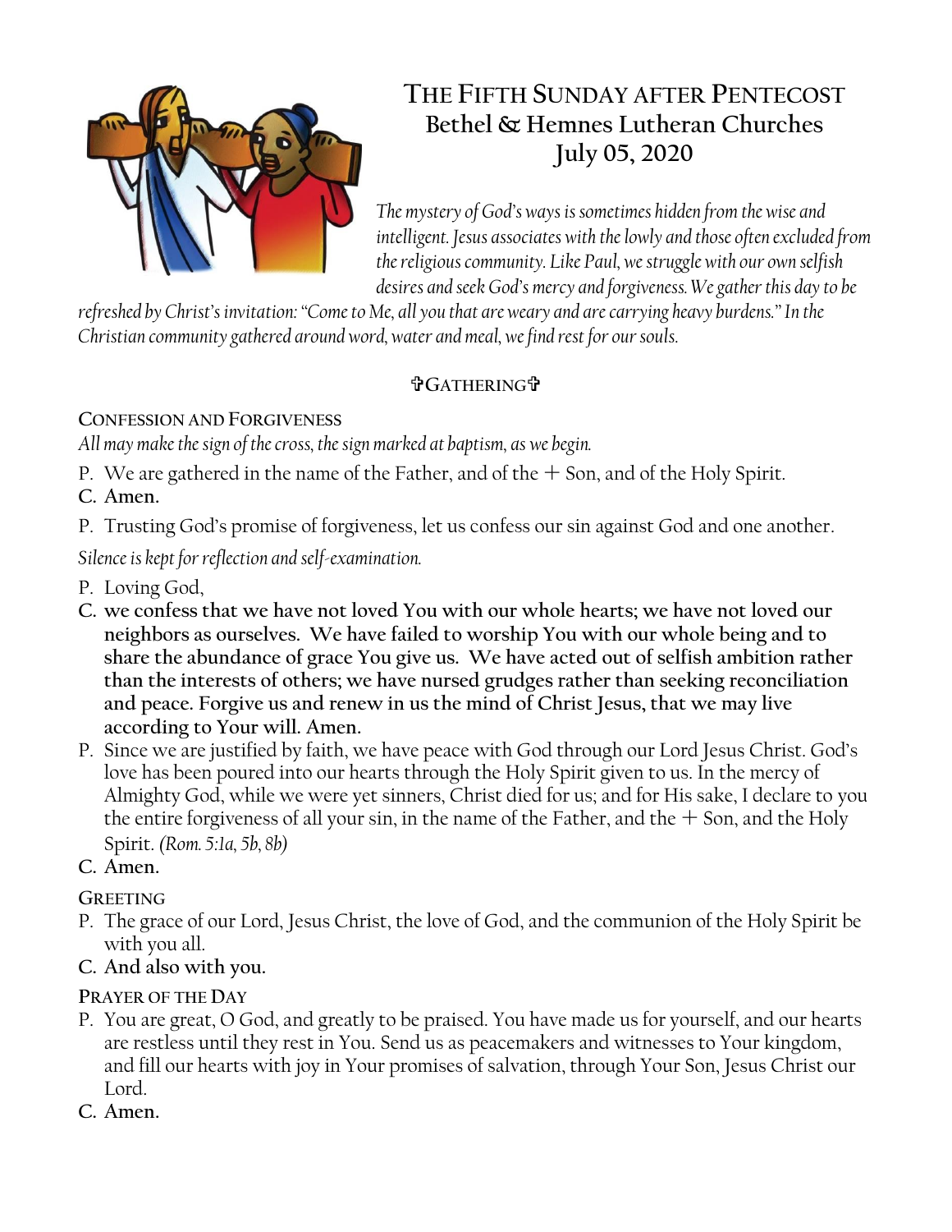# THE FIFTH SUNDAY AFTER PENTECOST
## Bethel & Hemnes Lutheran Churches
## July 05, 2020

*The mystery of God's ways is sometimes hidden from the wise and intelligent. Jesus associates with the lowly and those often excluded from the religious community. Like Paul, we struggle with our own selfish desires and seek God's mercy and forgiveness. We gather this day to be refreshed by Christ's invitation: "Come to Me, all you that are weary and are carrying heavy burdens." In the Christian community gathered around word, water and meal, we find rest for our souls.*

### ✞GATHERING✞

**CONFESSION AND FORGIVENESS**

*All may make the sign of the cross, the sign marked at baptism, as we begin.*

P. We are gathered in the name of the Father, and of the + Son, and of the Holy Spirit.

**C. Amen.**

P. Trusting God's promise of forgiveness, let us confess our sin against God and one another.

*Silence is kept for reflection and self-examination.*

P. Loving God,

**C. we confess that we have not loved You with our whole hearts; we have not loved our neighbors as ourselves. We have failed to worship You with our whole being and to share the abundance of grace You give us. We have acted out of selfish ambition rather than the interests of others; we have nursed grudges rather than seeking reconciliation and peace. Forgive us and renew in us the mind of Christ Jesus, that we may live according to Your will. Amen.**

P. Since we are justified by faith, we have peace with God through our Lord Jesus Christ. God's love has been poured into our hearts through the Holy Spirit given to us. In the mercy of Almighty God, while we were yet sinners, Christ died for us; and for His sake, I declare to you the entire forgiveness of all your sin, in the name of the Father, and the + Son, and the Holy Spirit. *(Rom. 5:1a, 5b, 8b)*

**C. Amen.**

**GREETING**

P. The grace of our Lord, Jesus Christ, the love of God, and the communion of the Holy Spirit be with you all.

**C. And also with you.**

**PRAYER OF THE DAY**

P. You are great, O God, and greatly to be praised. You have made us for yourself, and our hearts are restless until they rest in You. Send us as peacemakers and witnesses to Your kingdom, and fill our hearts with joy in Your promises of salvation, through Your Son, Jesus Christ our Lord.

**C. Amen.**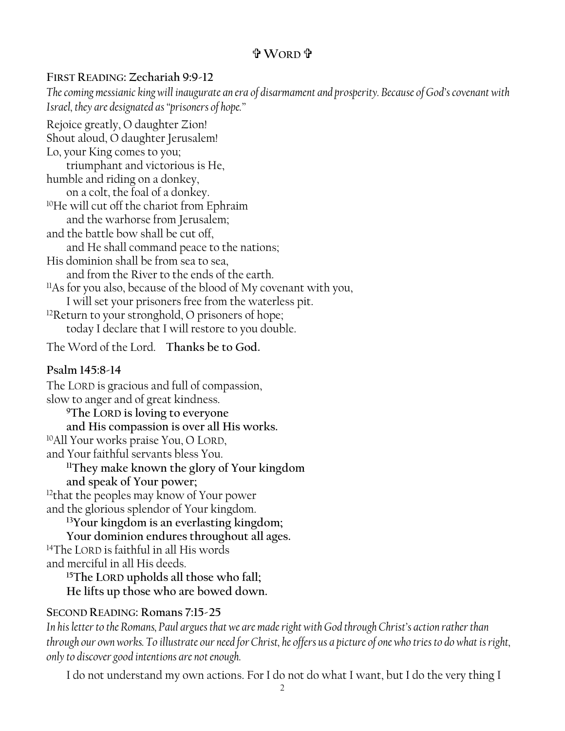## ✞ Word ✞

**First Reading: Zechariah 9:9-12**

*The coming messianic king will inaugurate an era of disarmament and prosperity. Because of God's covenant with Israel, they are designated as "prisoners of hope."*

Rejoice greatly, O daughter Zion!
Shout aloud, O daughter Jerusalem!
Lo, your King comes to you;
  triumphant and victorious is He,
humble and riding on a donkey,
  on a colt, the foal of a donkey.
[10]He will cut off the chariot from Ephraim
  and the warhorse from Jerusalem;
and the battle bow shall be cut off,
  and He shall command peace to the nations;
His dominion shall be from sea to sea,
  and from the River to the ends of the earth.
[11]As for you also, because of the blood of My covenant with you,
  I will set your prisoners free from the waterless pit.
[12]Return to your stronghold, O prisoners of hope;
  today I declare that I will restore to you double.

The Word of the Lord. **Thanks be to God.**

**Psalm 145:8-14**

The LORD is gracious and full of compassion,
slow to anger and of great kindness.
  **[9]The LORD is loving to everyone**
  **and His compassion is over all His works.**
[10]All Your works praise You, O LORD,
and Your faithful servants bless You.
  **[11]They make known the glory of Your kingdom**
  **and speak of Your power;**
[12]that the peoples may know of Your power
and the glorious splendor of Your kingdom.
  **[13]Your kingdom is an everlasting kingdom;**
  **Your dominion endures throughout all ages.**
[14]The LORD is faithful in all His words
and merciful in all His deeds.
  **[15]The LORD upholds all those who fall;**
  **He lifts up those who are bowed down.**

**Second Reading: Romans 7:15-25**

*In his letter to the Romans, Paul argues that we are made right with God through Christ's action rather than through our own works. To illustrate our need for Christ, he offers us a picture of one who tries to do what is right, only to discover good intentions are not enough.*

I do not understand my own actions. For I do not do what I want, but I do the very thing I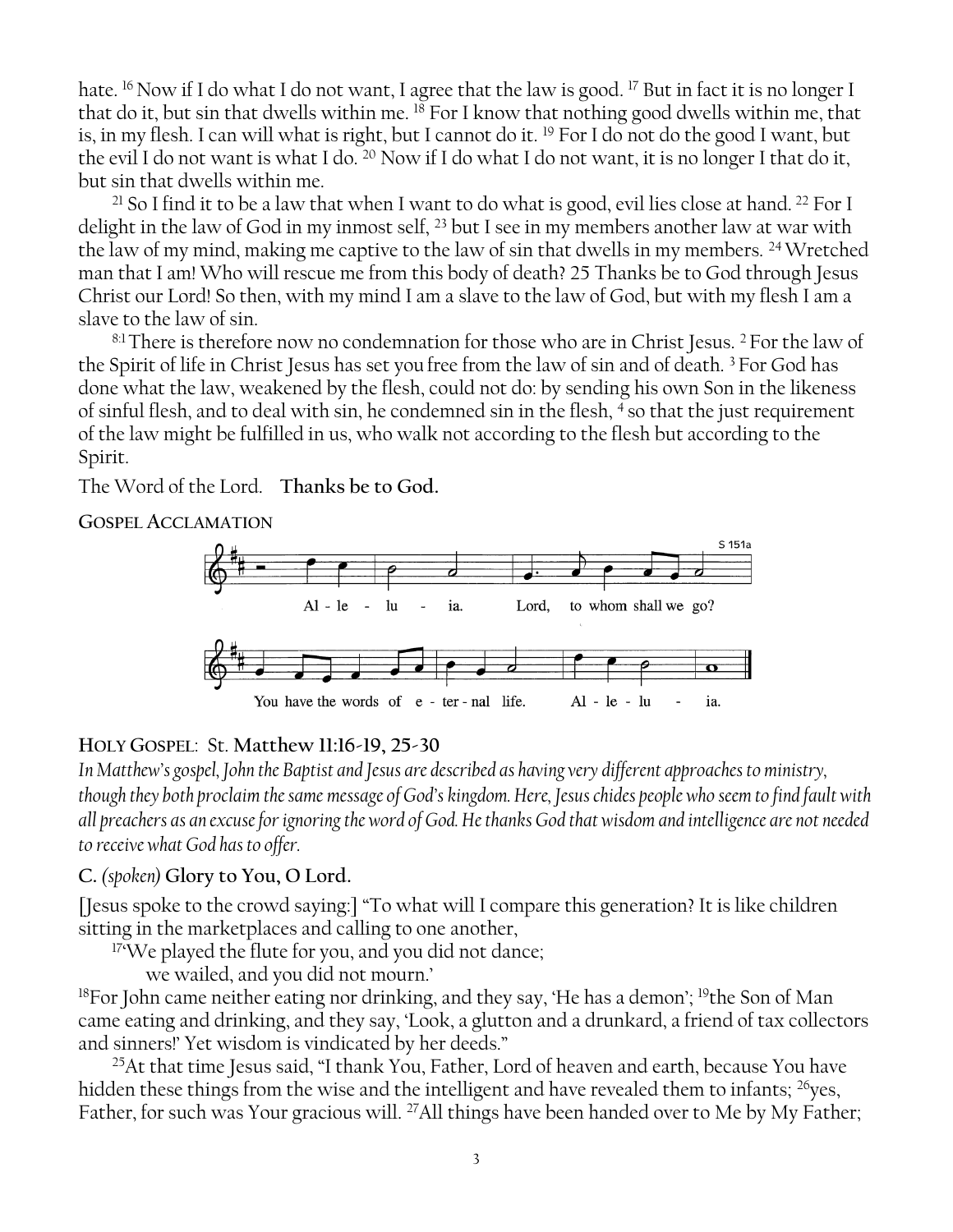hate. [16] Now if I do what I do not want, I agree that the law is good. [17] But in fact it is no longer I that do it, but sin that dwells within me. [18] For I know that nothing good dwells within me, that is, in my flesh. I can will what is right, but I cannot do it. [19] For I do not do the good I want, but the evil I do not want is what I do. [20] Now if I do what I do not want, it is no longer I that do it, but sin that dwells within me.

[21] So I find it to be a law that when I want to do what is good, evil lies close at hand. [22] For I delight in the law of God in my inmost self, [23] but I see in my members another law at war with the law of my mind, making me captive to the law of sin that dwells in my members. [24] Wretched man that I am! Who will rescue me from this body of death? 25 Thanks be to God through Jesus Christ our Lord! So then, with my mind I am a slave to the law of God, but with my flesh I am a slave to the law of sin.

[8:1] There is therefore now no condemnation for those who are in Christ Jesus. [2] For the law of the Spirit of life in Christ Jesus has set you free from the law of sin and of death. [3] For God has done what the law, weakened by the flesh, could not do: by sending his own Son in the likeness of sinful flesh, and to deal with sin, he condemned sin in the flesh, [4] so that the just requirement of the law might be fulfilled in us, who walk not according to the flesh but according to the Spirit.

The Word of the Lord. **Thanks be to God.**

**GOSPEL ACCLAMATION**

S 151a

Al - le - lu - ia. Lord, to whom shall we go?

You have the words of e - ter - nal life. Al - le - lu - ia.

**HOLY GOSPEL**: St. **Matthew 11:16-19, 25-30**

*In Matthew's gospel, John the Baptist and Jesus are described as having very different approaches to ministry, though they both proclaim the same message of God's kingdom. Here, Jesus chides people who seem to find fault with all preachers as an excuse for ignoring the word of God. He thanks God that wisdom and intelligence are not needed to receive what God has to offer.*

**C.** *(spoken)* **Glory to You, O Lord.**

[Jesus spoke to the crowd saying:] "To what will I compare this generation? It is like children sitting in the marketplaces and calling to one another,

[17]'We played the flute for you, and you did not dance;
we wailed, and you did not mourn.'

[18]For John came neither eating nor drinking, and they say, 'He has a demon'; [19]the Son of Man came eating and drinking, and they say, 'Look, a glutton and a drunkard, a friend of tax collectors and sinners!' Yet wisdom is vindicated by her deeds."

[25]At that time Jesus said, "I thank You, Father, Lord of heaven and earth, because You have hidden these things from the wise and the intelligent and have revealed them to infants; [26]yes, Father, for such was Your gracious will. [27]All things have been handed over to Me by My Father;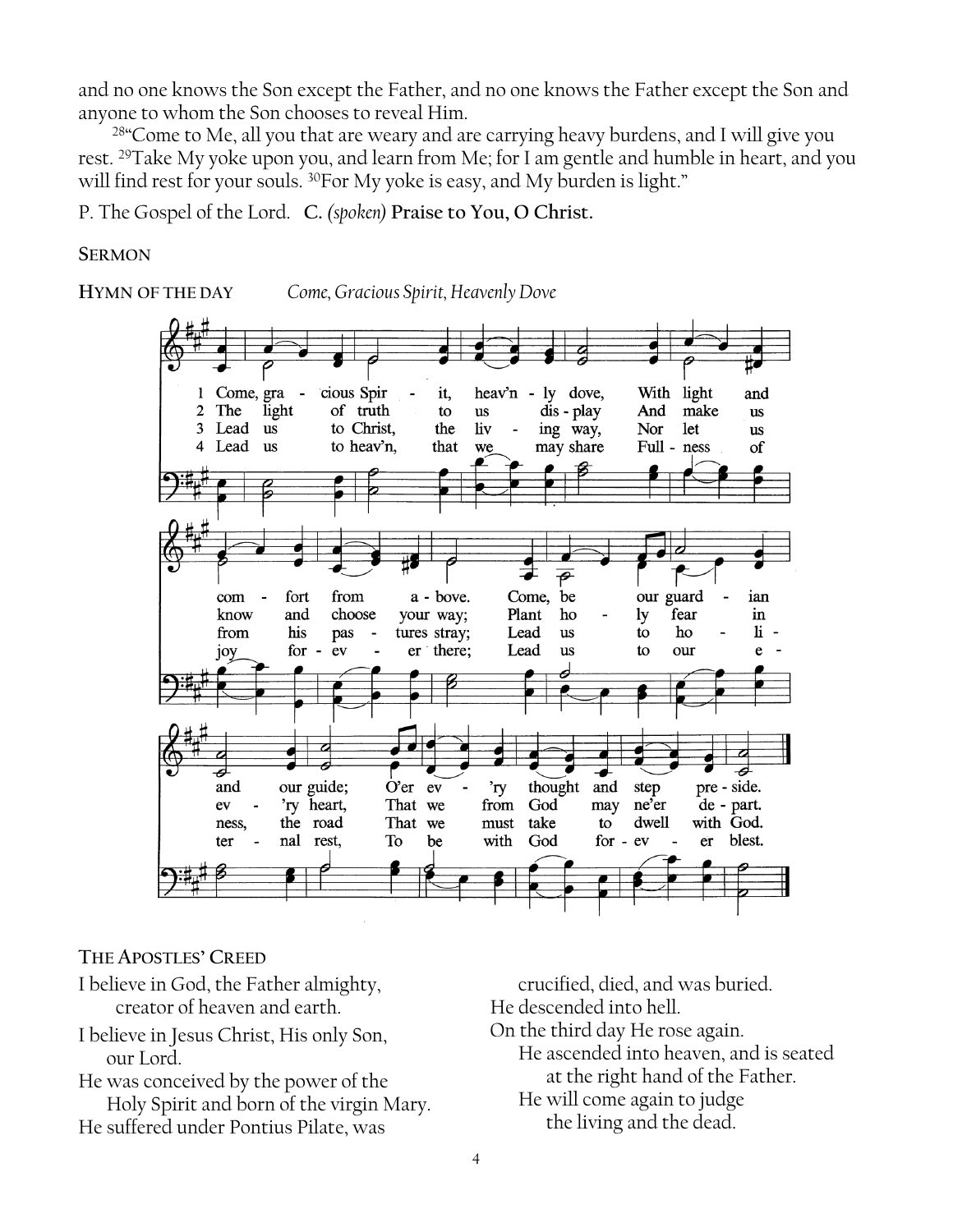and no one knows the Son except the Father, and no one knows the Father except the Son and anyone to whom the Son chooses to reveal Him.

[28]"Come to Me, all you that are weary and are carrying heavy burdens, and I will give you rest. [29]Take My yoke upon you, and learn from Me; for I am gentle and humble in heart, and you will find rest for your souls. [30]For My yoke is easy, and My burden is light."

P. The Gospel of the Lord. **C.** *(spoken)* **Praise to You, O Christ.**

**SERMON**

**HYMN OF THE DAY** *Come, Gracious Spirit, Heavenly Dove*

1 Come, gracious Spirit, heav'nly dove,
With light and comfort from above.
Come, be our guardian and our guide;
O'er ev'ry thought and step preside.

2 The light of truth to us display
And make us know and choose your way;
Plant holy fear in ev'ry heart,
That we from God may ne'er depart.

3 Lead us to Christ, the living way,
Nor let us from his pastures stray;
Lead us to holiness, the road
That we must take to dwell with God.

4 Lead us to heav'n, that we may share
Fullness of joy forever there;
Lead us to our eternal rest,
To be with God forever blest.

**THE APOSTLES' CREED**

I believe in God, the Father almighty,
creator of heaven and earth.

I believe in Jesus Christ, His only Son,
our Lord.

He was conceived by the power of the
Holy Spirit and born of the virgin Mary.

He suffered under Pontius Pilate, was
crucified, died, and was buried.

He descended into hell.

On the third day He rose again.

He ascended into heaven, and is seated
at the right hand of the Father.

He will come again to judge
the living and the dead.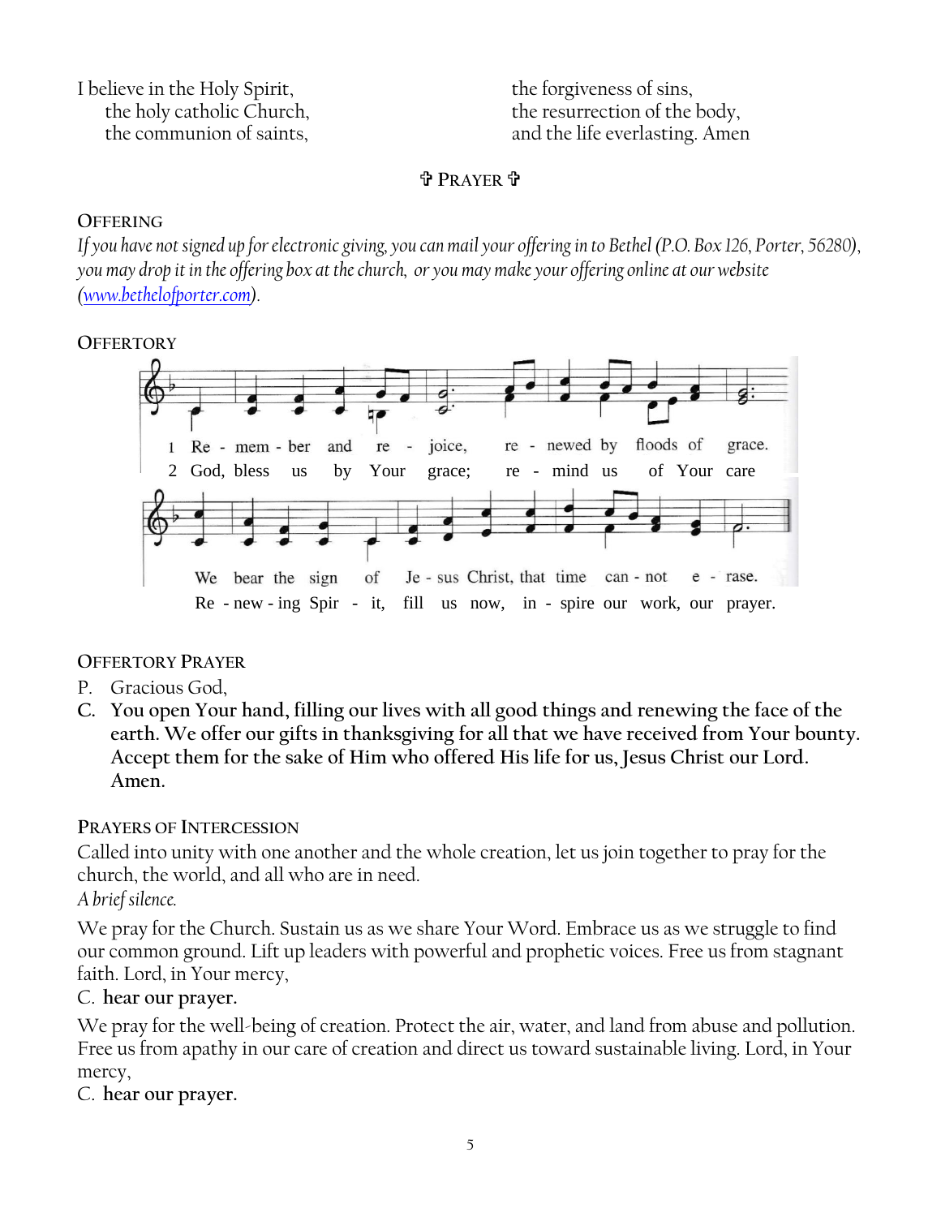I believe in the Holy Spirit,
the holy catholic Church,
the communion of saints,
the forgiveness of sins,
the resurrection of the body,
and the life everlasting. Amen

## ✞ PRAYER ✞

### OFFERING

*If you have not signed up for electronic giving, you can mail your offering in to Bethel (P.O. Box 126, Porter, 56280), you may drop it in the offering box at the church, or you may make your offering online at our website ([www.bethelofporter.com](www.bethelofporter.com)).*

### OFFERTORY

1 Re - mem - ber and re - joice, re - newed by floods of grace. We bear the sign of Je - sus Christ, that time can - not e - rase.

2 God, bless us by Your grace; re - mind us of Your care Re - new - ing Spir - it, fill us now, in - spire our work, our prayer.

### OFFERTORY PRAYER

P. Gracious God,

**C. You open Your hand, filling our lives with all good things and renewing the face of the earth. We offer our gifts in thanksgiving for all that we have received from Your bounty. Accept them for the sake of Him who offered His life for us, Jesus Christ our Lord. Amen.**

### PRAYERS OF INTERCESSION

Called into unity with one another and the whole creation, let us join together to pray for the church, the world, and all who are in need.

*A brief silence.*

We pray for the Church. Sustain us as we share Your Word. Embrace us as we struggle to find our common ground. Lift up leaders with powerful and prophetic voices. Free us from stagnant faith. Lord, in Your mercy,

C. **hear our prayer.**

We pray for the well-being of creation. Protect the air, water, and land from abuse and pollution. Free us from apathy in our care of creation and direct us toward sustainable living. Lord, in Your mercy,

C. **hear our prayer.**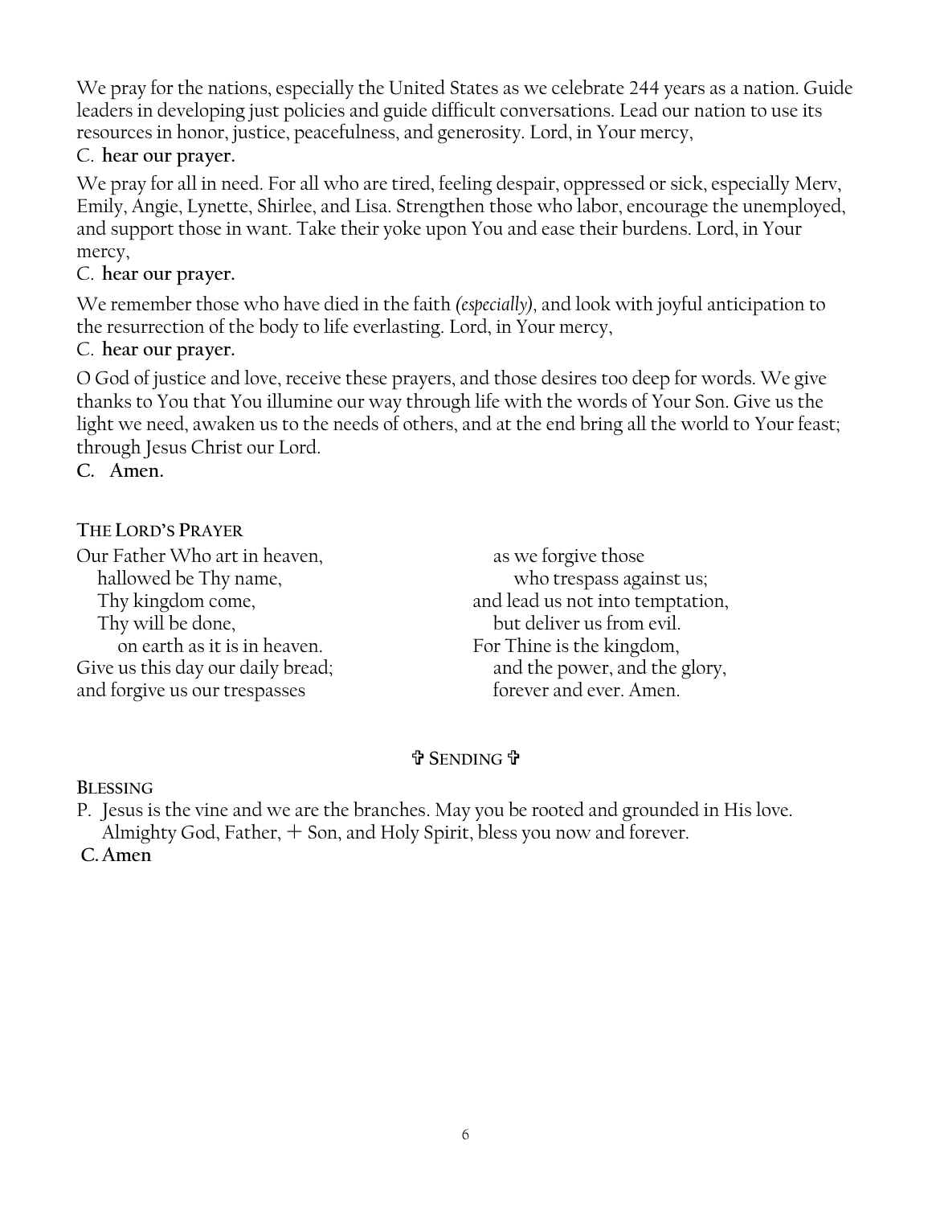We pray for the nations, especially the United States as we celebrate 244 years as a nation. Guide leaders in developing just policies and guide difficult conversations. Lead our nation to use its resources in honor, justice, peacefulness, and generosity. Lord, in Your mercy,

C. **hear our prayer.**

We pray for all in need. For all who are tired, feeling despair, oppressed or sick, especially Merv, Emily, Angie, Lynette, Shirlee, and Lisa. Strengthen those who labor, encourage the unemployed, and support those in want. Take their yoke upon You and ease their burdens. Lord, in Your mercy,

C. **hear our prayer.**

We remember those who have died in the faith *(especially)*, and look with joyful anticipation to the resurrection of the body to life everlasting. Lord, in Your mercy,

C. **hear our prayer.**

O God of justice and love, receive these prayers, and those desires too deep for words. We give thanks to You that You illumine our way through life with the words of Your Son. Give us the light we need, awaken us to the needs of others, and at the end bring all the world to Your feast; through Jesus Christ our Lord.

**C. Amen.**

### THE LORD'S PRAYER

Our Father Who art in heaven,
hallowed be Thy name,
Thy kingdom come,
Thy will be done,
on earth as it is in heaven.
Give us this day our daily bread;
and forgive us our trespasses
as we forgive those
who trespass against us;
and lead us not into temptation,
but deliver us from evil.
For Thine is the kingdom,
and the power, and the glory,
forever and ever. Amen.

## ✞ SENDING ✞

### BLESSING

P. Jesus is the vine and we are the branches. May you be rooted and grounded in His love. Almighty God, Father, + Son, and Holy Spirit, bless you now and forever.

**C. Amen**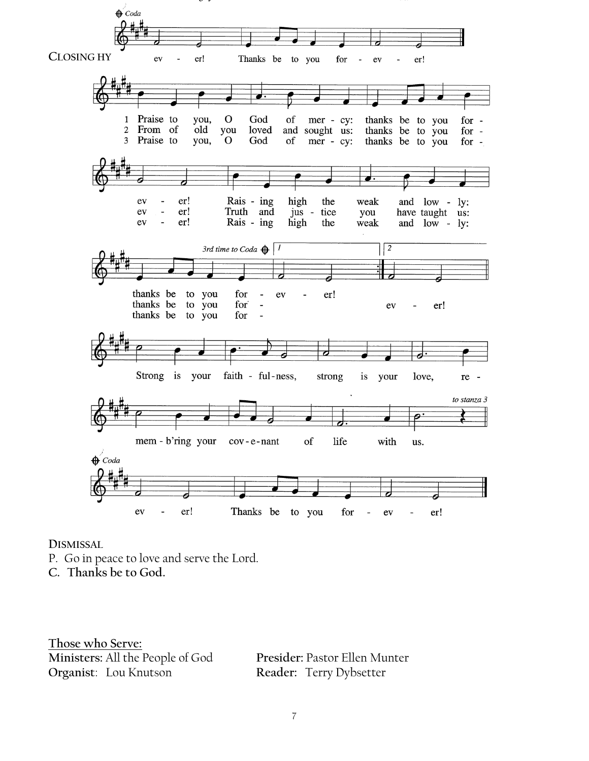Coda

ev - er! Thanks be to you for - ev - er!

**CLOSING HY**

1 Praise to you, O God of mer - cy: thanks be to you for - ev - er!
2 From of old you loved and sought us: thanks be to you for - ev - er!
3 Praise to you, O God of mer - cy: thanks be to you for - ev - er!

Rais - ing high the weak and low - ly:
Truth and jus - tice you have taught us:
Rais - ing high the weak and low - ly:

*3rd time to Coda* 1 | 2

thanks be to you for - ev - er!
thanks be to you for - ev - er!
thanks be to you for -

Strong is your faith - ful-ness, strong is your love, re - mem - b'ring your cov - e - nant of life with us.

*to stanza 3*

Coda

ev - er! Thanks be to you for - ev - er!

**DISMISSAL**

P. Go in peace to love and serve the Lord.
**C. Thanks be to God.**

**Those who Serve:**

**Ministers:** All the People of God
**Organist**: Lou Knutson
**Presider:** Pastor Ellen Munter
**Reader:** Terry Dybsetter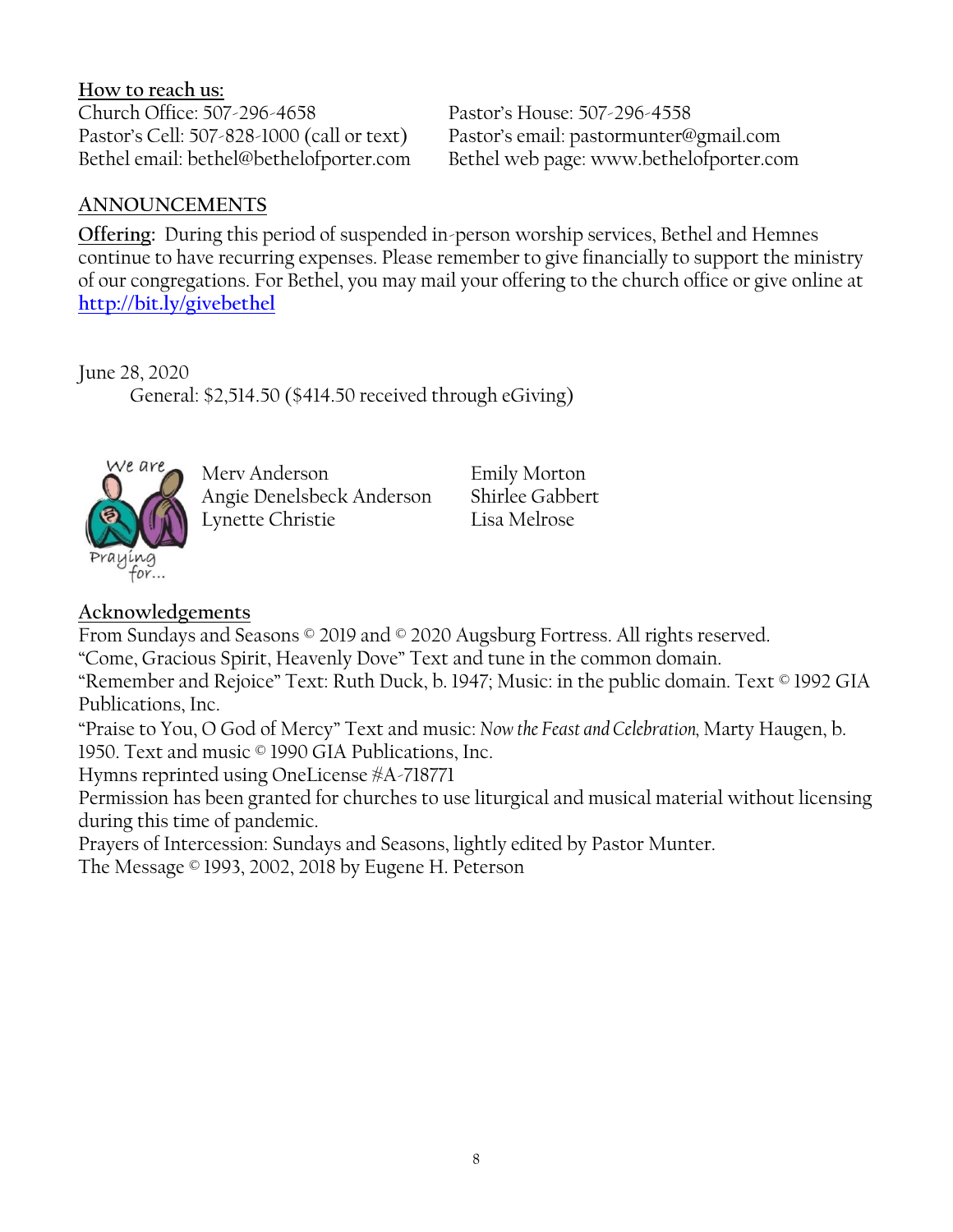**How to reach us:**

Church Office: 507-296-4658
Pastor's Cell: 507-828-1000 (call or text)
Bethel email: bethel@bethelofporter.com
Pastor's House: 507-296-4558
Pastor's email: pastormunter@gmail.com
Bethel web page: www.bethelofporter.com

## ANNOUNCEMENTS

**Offering:** During this period of suspended in-person worship services, Bethel and Hemnes continue to have recurring expenses. Please remember to give financially to support the ministry of our congregations. For Bethel, you may mail your offering to the church office or give online at http://bit.ly/givebethel

June 28, 2020
General: $2,514.50 ($414.50 received through eGiving)

We are Praying for...

Merv Anderson
Angie Denelsbeck Anderson
Lynette Christie
Emily Morton
Shirlee Gabbert
Lisa Melrose

**Acknowledgements**

From Sundays and Seasons © 2019 and © 2020 Augsburg Fortress. All rights reserved.
"Come, Gracious Spirit, Heavenly Dove" Text and tune in the common domain.
"Remember and Rejoice" Text: Ruth Duck, b. 1947; Music: in the public domain. Text © 1992 GIA Publications, Inc.
"Praise to You, O God of Mercy" Text and music: *Now the Feast and Celebration,* Marty Haugen, b. 1950. Text and music © 1990 GIA Publications, Inc.
Hymns reprinted using OneLicense #A-718771
Permission has been granted for churches to use liturgical and musical material without licensing during this time of pandemic.
Prayers of Intercession: Sundays and Seasons, lightly edited by Pastor Munter.
The Message © 1993, 2002, 2018 by Eugene H. Peterson